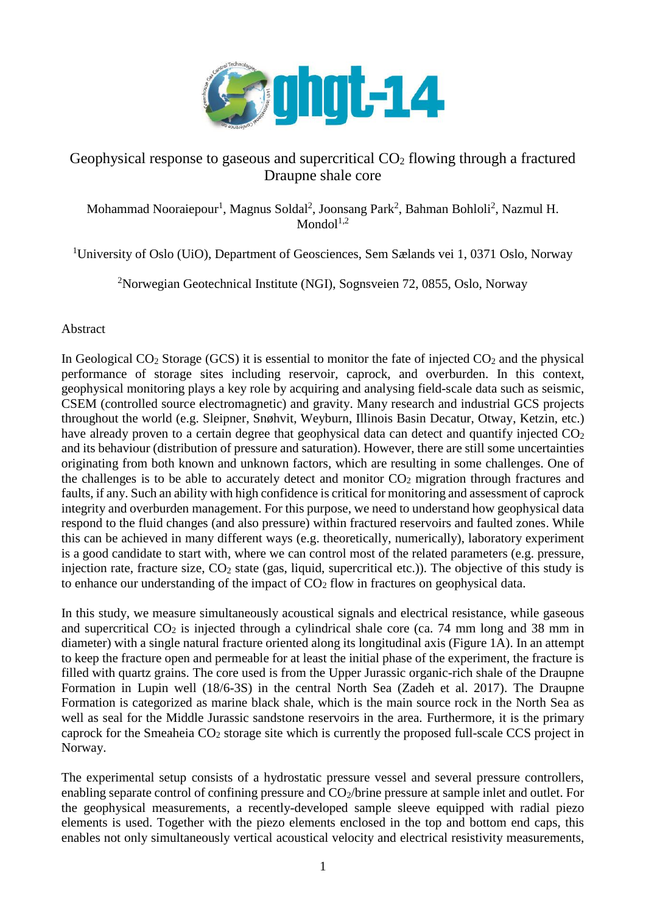# Geophysical response to gaseous and supercritical $CO_2$ flowing through a fractured Draupne shale core

Mohammad Nooraiepour[1], Magnus Soldal[2], Joonsang Park[2], Bahman Bohloli[2], Nazmul H. Mondol[1,2]

[1]University of Oslo (UiO), Department of Geosciences, Sem Sælands vei 1, 0371 Oslo, Norway

[2]Norwegian Geotechnical Institute (NGI), Sognsveien 72, 0855, Oslo, Norway

## Abstract

In Geological $CO_2$ Storage (GCS) it is essential to monitor the fate of injected $CO_2$ and the physical performance of storage sites including reservoir, caprock, and overburden. In this context, geophysical monitoring plays a key role by acquiring and analysing field-scale data such as seismic, CSEM (controlled source electromagnetic) and gravity. Many research and industrial GCS projects throughout the world (e.g. Sleipner, Snøhvit, Weyburn, Illinois Basin Decatur, Otway, Ketzin, etc.) have already proven to a certain degree that geophysical data can detect and quantify injected $CO_2$ and its behaviour (distribution of pressure and saturation). However, there are still some uncertainties originating from both known and unknown factors, which are resulting in some challenges. One of the challenges is to be able to accurately detect and monitor $CO_2$ migration through fractures and faults, if any. Such an ability with high confidence is critical for monitoring and assessment of caprock integrity and overburden management. For this purpose, we need to understand how geophysical data respond to the fluid changes (and also pressure) within fractured reservoirs and faulted zones. While this can be achieved in many different ways (e.g. theoretically, numerically), laboratory experiment is a good candidate to start with, where we can control most of the related parameters (e.g. pressure, injection rate, fracture size, $CO_2$ state (gas, liquid, supercritical etc.)). The objective of this study is to enhance our understanding of the impact of $CO_2$ flow in fractures on geophysical data.

In this study, we measure simultaneously acoustical signals and electrical resistance, while gaseous and supercritical $CO_2$ is injected through a cylindrical shale core (ca. 74 mm long and 38 mm in diameter) with a single natural fracture oriented along its longitudinal axis (Figure 1A). In an attempt to keep the fracture open and permeable for at least the initial phase of the experiment, the fracture is filled with quartz grains. The core used is from the Upper Jurassic organic-rich shale of the Draupne Formation in Lupin well (18/6-3S) in the central North Sea (Zadeh et al. 2017). The Draupne Formation is categorized as marine black shale, which is the main source rock in the North Sea as well as seal for the Middle Jurassic sandstone reservoirs in the area. Furthermore, it is the primary caprock for the Smeaheia $CO_2$ storage site which is currently the proposed full-scale CCS project in Norway.

The experimental setup consists of a hydrostatic pressure vessel and several pressure controllers, enabling separate control of confining pressure and $CO_2$/brine pressure at sample inlet and outlet. For the geophysical measurements, a recently-developed sample sleeve equipped with radial piezo elements is used. Together with the piezo elements enclosed in the top and bottom end caps, this enables not only simultaneously vertical acoustical velocity and electrical resistivity measurements,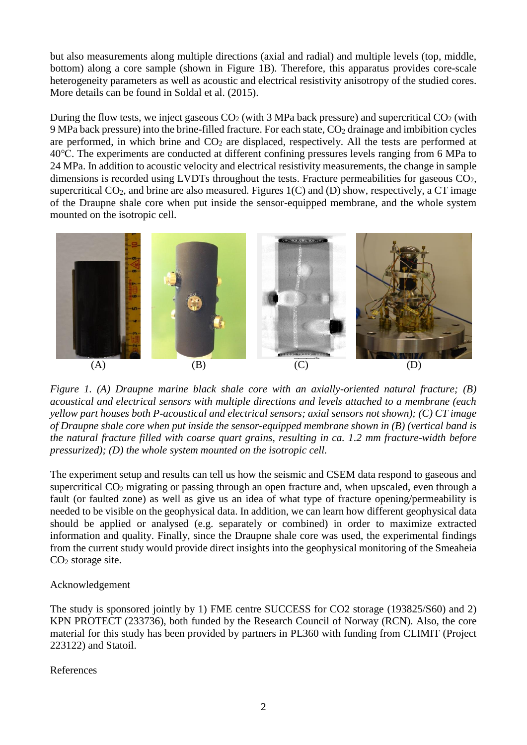but also measurements along multiple directions (axial and radial) and multiple levels (top, middle, bottom) along a core sample (shown in Figure 1B). Therefore, this apparatus provides core-scale heterogeneity parameters as well as acoustic and electrical resistivity anisotropy of the studied cores. More details can be found in Soldal et al. (2015).

During the flow tests, we inject gaseous $CO_2$ (with 3 MPa back pressure) and supercritical $CO_2$ (with 9 MPa back pressure) into the brine-filled fracture. For each state, $CO_2$ drainage and imbibition cycles are performed, in which brine and $CO_2$ are displaced, respectively. All the tests are performed at 40°C. The experiments are conducted at different confining pressures levels ranging from 6 MPa to 24 MPa. In addition to acoustic velocity and electrical resistivity measurements, the change in sample dimensions is recorded using LVDTs throughout the tests. Fracture permeabilities for gaseous $CO_2$, supercritical $CO_2$, and brine are also measured. Figures 1(C) and (D) show, respectively, a CT image of the Draupne shale core when put inside the sensor-equipped membrane, and the whole system mounted on the isotropic cell.

(A) (B) (C) (D)

*Figure 1. (A) Draupne marine black shale core with an axially-oriented natural fracture; (B) acoustical and electrical sensors with multiple directions and levels attached to a membrane (each yellow part houses both P-acoustical and electrical sensors; axial sensors not shown); (C) CT image of Draupne shale core when put inside the sensor-equipped membrane shown in (B) (vertical band is the natural fracture filled with coarse quart grains, resulting in ca. 1.2 mm fracture-width before pressurized); (D) the whole system mounted on the isotropic cell.*

The experiment setup and results can tell us how the seismic and CSEM data respond to gaseous and supercritical $CO_2$ migrating or passing through an open fracture and, when upscaled, even through a fault (or faulted zone) as well as give us an idea of what type of fracture opening/permeability is needed to be visible on the geophysical data. In addition, we can learn how different geophysical data should be applied or analysed (e.g. separately or combined) in order to maximize extracted information and quality. Finally, since the Draupne shale core was used, the experimental findings from the current study would provide direct insights into the geophysical monitoring of the Smeaheia $CO_2$ storage site.

Acknowledgement

The study is sponsored jointly by 1) FME centre SUCCESS for CO2 storage (193825/S60) and 2) KPN PROTECT (233736), both funded by the Research Council of Norway (RCN). Also, the core material for this study has been provided by partners in PL360 with funding from CLIMIT (Project 223122) and Statoil.

References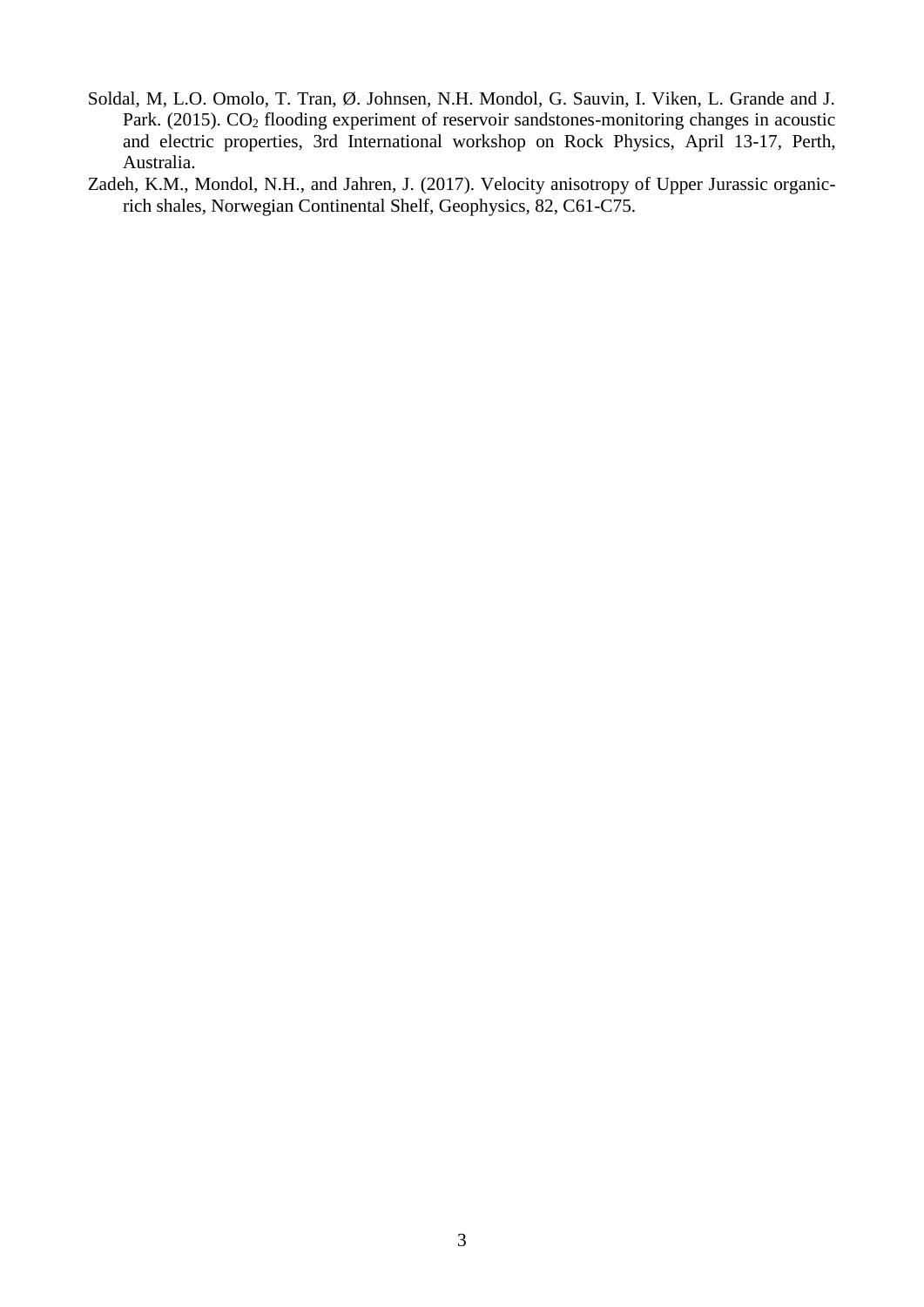Soldal, M, L.O. Omolo, T. Tran, Ø. Johnsen, N.H. Mondol, G. Sauvin, I. Viken, L. Grande and J. Park. (2015). $CO_2$ flooding experiment of reservoir sandstones-monitoring changes in acoustic and electric properties, 3rd International workshop on Rock Physics, April 13-17, Perth, Australia.

Zadeh, K.M., Mondol, N.H., and Jahren, J. (2017). Velocity anisotropy of Upper Jurassic organic-rich shales, Norwegian Continental Shelf, Geophysics, 82, C61-C75.